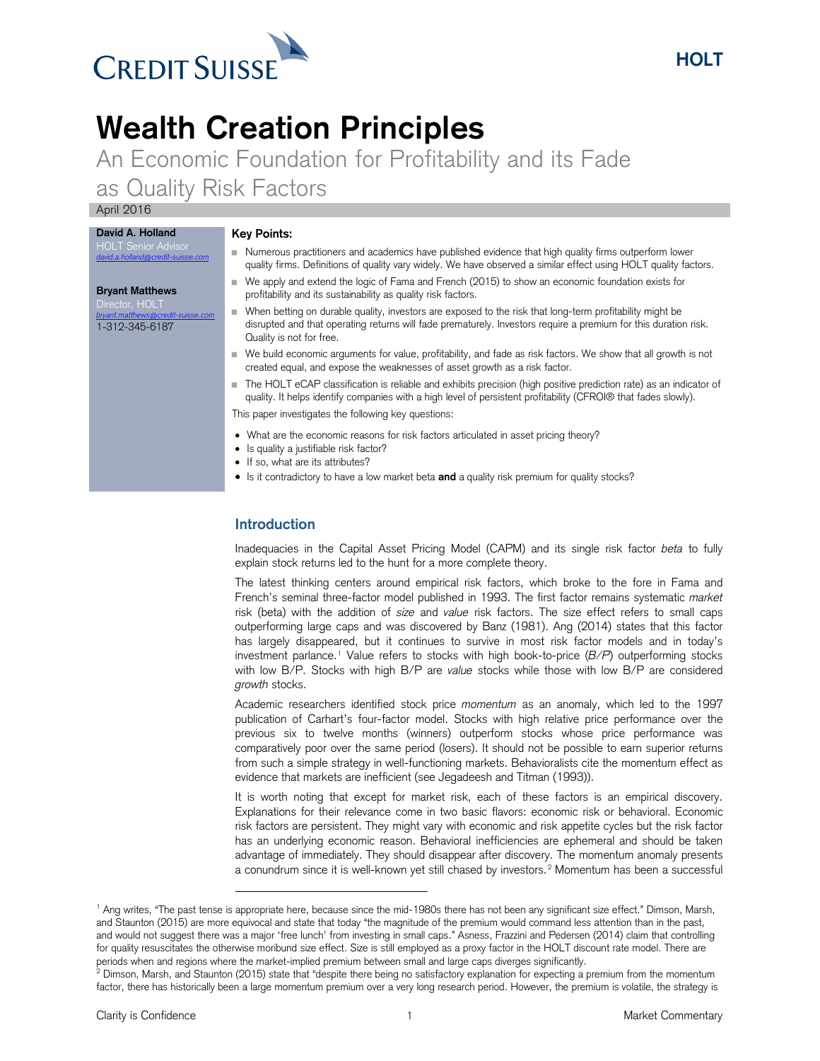CREDIT SUISSE

HOLT

# Wealth Creation Principles

## An Economic Foundation for Profitability and its Fade as Quality Risk Factors

April 2016

**David A. Holland**
HOLT Senior Advisor
david.a.holland@credit-suisse.com

**Bryant Matthews**
Director, HOLT
bryant.matthews@credit-suisse.com
1-312-345-6187

**Key Points:**

- Numerous practitioners and academics have published evidence that high quality firms outperform lower quality firms. Definitions of quality vary widely. We have observed a similar effect using HOLT quality factors.
- We apply and extend the logic of Fama and French (2015) to show an economic foundation exists for profitability and its sustainability as quality risk factors.
- When betting on durable quality, investors are exposed to the risk that long-term profitability might be disrupted and that operating returns will fade prematurely. Investors require a premium for this duration risk. Quality is not for free.
- We build economic arguments for value, profitability, and fade as risk factors. We show that all growth is not created equal, and expose the weaknesses of asset growth as a risk factor.
- The HOLT eCAP classification is reliable and exhibits precision (high positive prediction rate) as an indicator of quality. It helps identify companies with a high level of persistent profitability (CFROI® that fades slowly).

This paper investigates the following key questions:

- What are the economic reasons for risk factors articulated in asset pricing theory?
- Is quality a justifiable risk factor?
- If so, what are its attributes?
- Is it contradictory to have a low market beta **and** a quality risk premium for quality stocks?

## Introduction

Inadequacies in the Capital Asset Pricing Model (CAPM) and its single risk factor *beta* to fully explain stock returns led to the hunt for a more complete theory.

The latest thinking centers around empirical risk factors, which broke to the fore in Fama and French's seminal three-factor model published in 1993. The first factor remains systematic *market* risk (beta) with the addition of *size* and *value* risk factors. The size effect refers to small caps outperforming large caps and was discovered by Banz (1981). Ang (2014) states that this factor has largely disappeared, but it continues to survive in most risk factor models and in today's investment parlance.[1] Value refers to stocks with high book-to-price (*B/P*) outperforming stocks with low B/P. Stocks with high B/P are *value* stocks while those with low B/P are considered *growth* stocks.

Academic researchers identified stock price *momentum* as an anomaly, which led to the 1997 publication of Carhart's four-factor model. Stocks with high relative price performance over the previous six to twelve months (winners) outperform stocks whose price performance was comparatively poor over the same period (losers). It should not be possible to earn superior returns from such a simple strategy in well-functioning markets. Behavioralists cite the momentum effect as evidence that markets are inefficient (see Jegadeesh and Titman (1993)).

It is worth noting that except for market risk, each of these factors is an empirical discovery. Explanations for their relevance come in two basic flavors: economic risk or behavioral. Economic risk factors are persistent. They might vary with economic and risk appetite cycles but the risk factor has an underlying economic reason. Behavioral inefficiencies are ephemeral and should be taken advantage of immediately. They should disappear after discovery. The momentum anomaly presents a conundrum since it is well-known yet still chased by investors.[2] Momentum has been a successful

[1] Ang writes, "The past tense is appropriate here, because since the mid-1980s there has not been any significant size effect." Dimson, Marsh, and Staunton (2015) are more equivocal and state that today "the magnitude of the premium would command less attention than in the past, and would not suggest there was a major 'free lunch' from investing in small caps." Asness, Frazzini and Pedersen (2014) claim that controlling for quality resuscitates the otherwise moribund size effect. Size is still employed as a proxy factor in the HOLT discount rate model. There are periods when and regions where the market-implied premium between small and large caps diverges significantly.

[2] Dimson, Marsh, and Staunton (2015) state that "despite there being no satisfactory explanation for expecting a premium from the momentum factor, there has historically been a large momentum premium over a very long research period. However, the premium is volatile, the strategy is

Clarity is Confidence | Market Commentary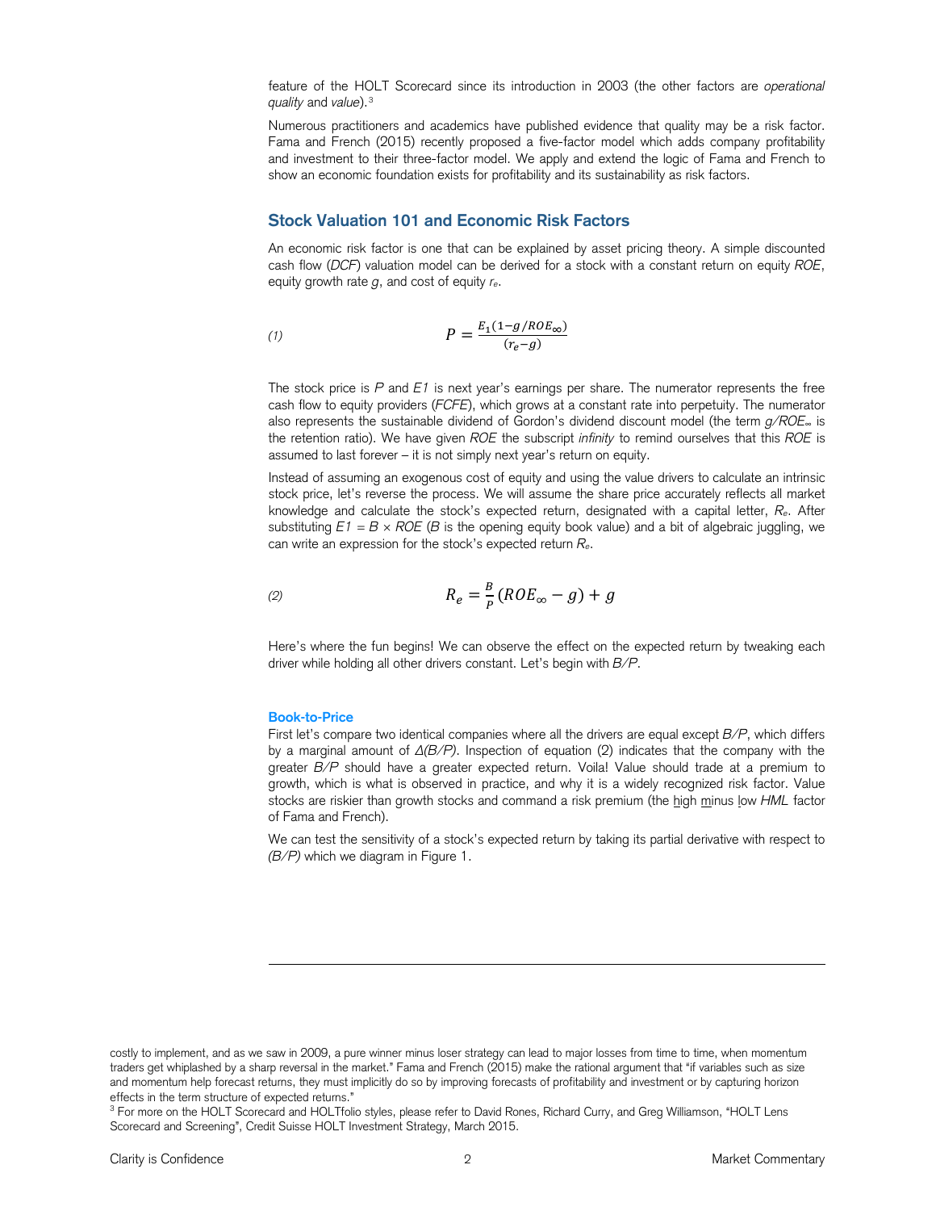feature of the HOLT Scorecard since its introduction in 2003 (the other factors are *operational quality* and *value*).[3]

Numerous practitioners and academics have published evidence that quality may be a risk factor. Fama and French (2015) recently proposed a five-factor model which adds company profitability and investment to their three-factor model. We apply and extend the logic of Fama and French to show an economic foundation exists for profitability and its sustainability as risk factors.

## Stock Valuation 101 and Economic Risk Factors

An economic risk factor is one that can be explained by asset pricing theory. A simple discounted cash flow (*DCF*) valuation model can be derived for a stock with a constant return on equity *ROE*, equity growth rate $g$, and cost of equity $r_e$.

$$P = \frac{E_1(1 - g/ROE_{\infty})}{(r_e - g)} \tag{1}$$

The stock price is $P$ and $E1$ is next year's earnings per share. The numerator represents the free cash flow to equity providers (*FCFE*), which grows at a constant rate into perpetuity. The numerator also represents the sustainable dividend of Gordon's dividend discount model (the term $g/ROE_{\infty}$ is the retention ratio). We have given *ROE* the subscript *infinity* to remind ourselves that this *ROE* is assumed to last forever – it is not simply next year's return on equity.

Instead of assuming an exogenous cost of equity and using the value drivers to calculate an intrinsic stock price, let's reverse the process. We will assume the share price accurately reflects all market knowledge and calculate the stock's expected return, designated with a capital letter, $R_e$. After substituting $E1 = B \times ROE$ ($B$ is the opening equity book value) and a bit of algebraic juggling, we can write an expression for the stock's expected return $R_e$.

$$R_e = \frac{B}{P}(ROE_{\infty} - g) + g \tag{2}$$

Here's where the fun begins! We can observe the effect on the expected return by tweaking each driver while holding all other drivers constant. Let's begin with $B/P$.

### Book-to-Price

First let's compare two identical companies where all the drivers are equal except $B/P$, which differs by a marginal amount of $\Delta(B/P)$. Inspection of equation (2) indicates that the company with the greater $B/P$ should have a greater expected return. Voila! Value should trade at a premium to growth, which is what is observed in practice, and why it is a widely recognized risk factor. Value stocks are riskier than growth stocks and command a risk premium (the high minus low *HML* factor of Fama and French).

We can test the sensitivity of a stock's expected return by taking its partial derivative with respect to $(B/P)$ which we diagram in Figure 1.

---

costly to implement, and as we saw in 2009, a pure winner minus loser strategy can lead to major losses from time to time, when momentum traders get whiplashed by a sharp reversal in the market." Fama and French (2015) make the rational argument that "if variables such as size and momentum help forecast returns, they must implicitly do so by improving forecasts of profitability and investment or by capturing horizon effects in the term structure of expected returns."

[3] For more on the HOLT Scorecard and HOLTfolio styles, please refer to David Rones, Richard Curry, and Greg Williamson, "HOLT Lens Scorecard and Screening", Credit Suisse HOLT Investment Strategy, March 2015.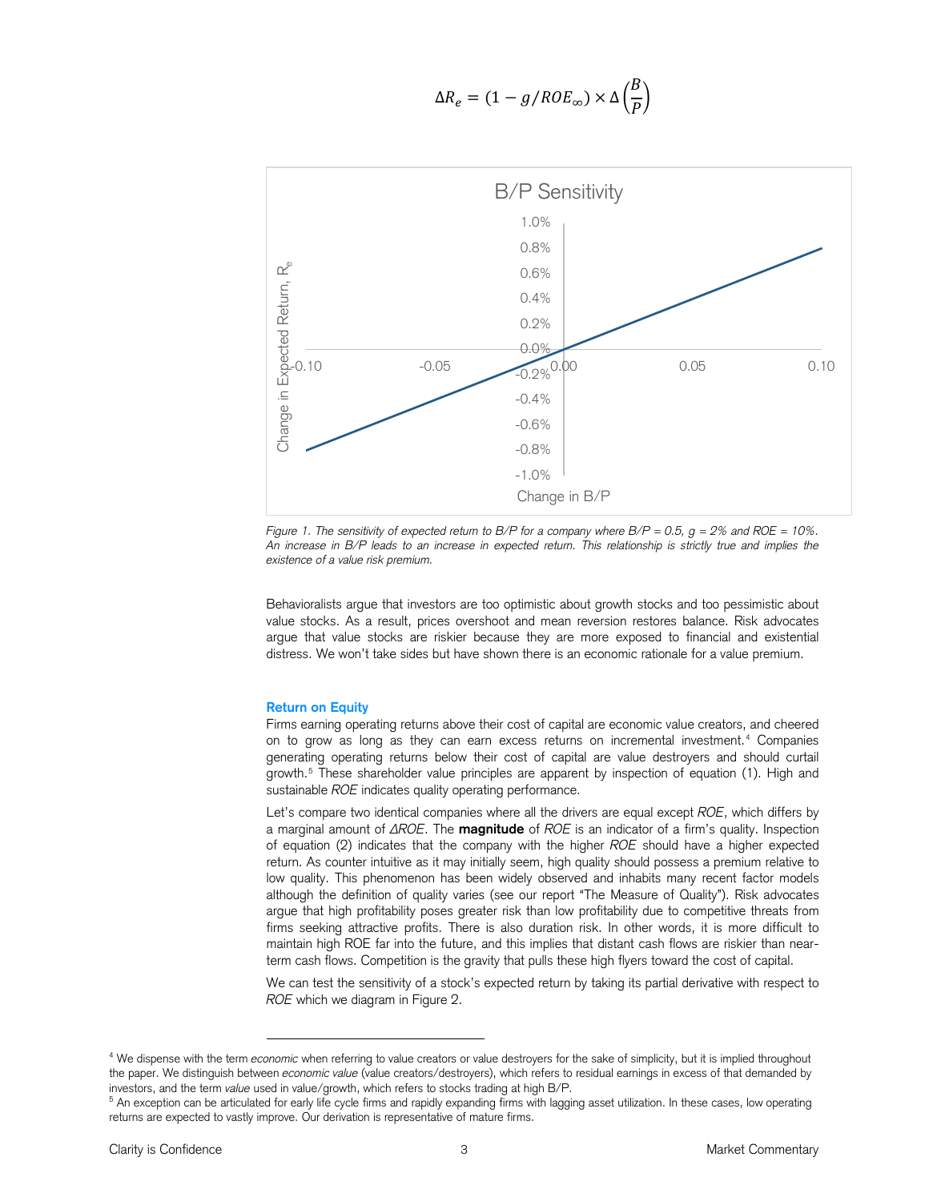$$\Delta R_e = (1 - g/ROE_\infty) \times \Delta\left(\frac{B}{P}\right)$$

*Figure 1. The sensitivity of expected return to B/P for a company where B/P = 0.5, g = 2% and ROE = 10%. An increase in B/P leads to an increase in expected return. This relationship is strictly true and implies the existence of a value risk premium.*

Behavioralists argue that investors are too optimistic about growth stocks and too pessimistic about value stocks. As a result, prices overshoot and mean reversion restores balance. Risk advocates argue that value stocks are riskier because they are more exposed to financial and existential distress. We won't take sides but have shown there is an economic rationale for a value premium.

### Return on Equity

Firms earning operating returns above their cost of capital are economic value creators, and cheered on to grow as long as they can earn excess returns on incremental investment.[4] Companies generating operating returns below their cost of capital are value destroyers and should curtail growth.[5] These shareholder value principles are apparent by inspection of equation (1). High and sustainable *ROE* indicates quality operating performance.

Let's compare two identical companies where all the drivers are equal except *ROE*, which differs by a marginal amount of *ΔROE*. The **magnitude** of *ROE* is an indicator of a firm's quality. Inspection of equation (2) indicates that the company with the higher *ROE* should have a higher expected return. As counter intuitive as it may initially seem, high quality should possess a premium relative to low quality. This phenomenon has been widely observed and inhabits many recent factor models although the definition of quality varies (see our report "The Measure of Quality"). Risk advocates argue that high profitability poses greater risk than low profitability due to competitive threats from firms seeking attractive profits. There is also duration risk. In other words, it is more difficult to maintain high ROE far into the future, and this implies that distant cash flows are riskier than near-term cash flows. Competition is the gravity that pulls these high flyers toward the cost of capital.

We can test the sensitivity of a stock's expected return by taking its partial derivative with respect to *ROE* which we diagram in Figure 2.

---

[4] We dispense with the term *economic* when referring to value creators or value destroyers for the sake of simplicity, but it is implied throughout the paper. We distinguish between *economic value* (value creators/destroyers), which refers to residual earnings in excess of that demanded by investors, and the term *value* used in value/growth, which refers to stocks trading at high B/P.

[5] An exception can be articulated for early life cycle firms and rapidly expanding firms with lagging asset utilization. In these cases, low operating returns are expected to vastly improve. Our derivation is representative of mature firms.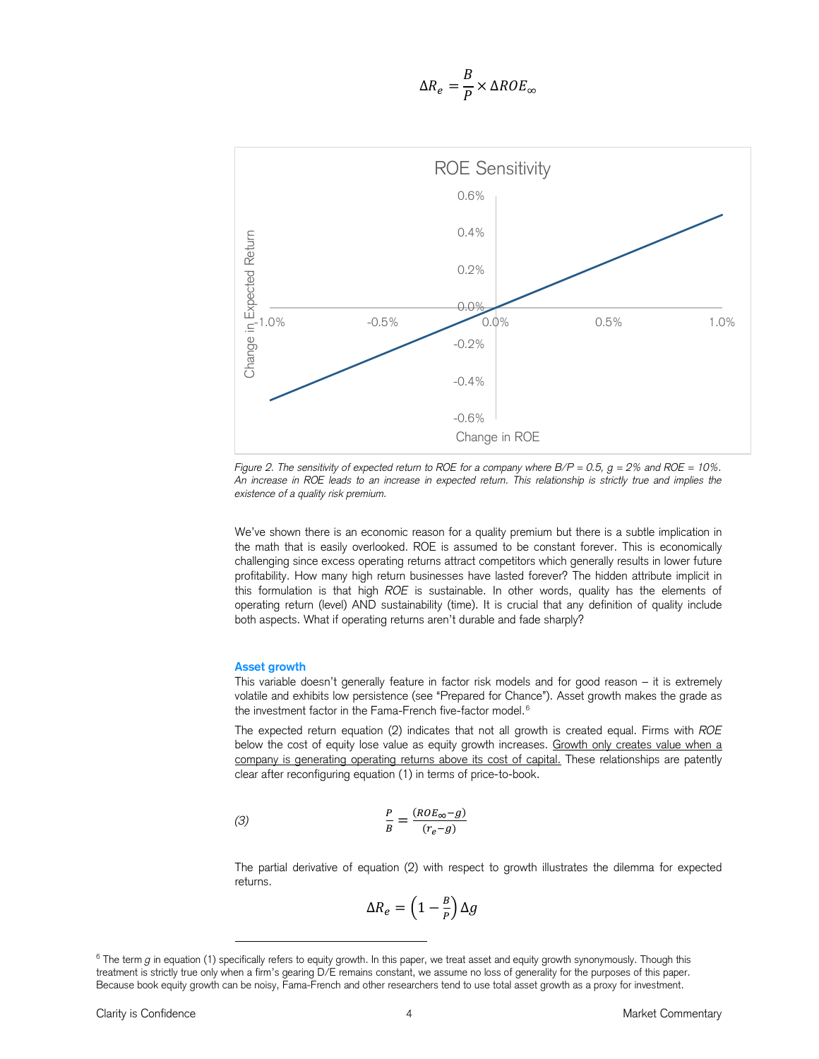$$\Delta R_e = \frac{B}{P} \times \Delta ROE_\infty$$

Figure 2. The sensitivity of expected return to ROE for a company where B/P = 0.5, g = 2% and ROE = 10%. An increase in ROE leads to an increase in expected return. This relationship is strictly true and implies the existence of a quality risk premium.

We've shown there is an economic reason for a quality premium but there is a subtle implication in the math that is easily overlooked. ROE is assumed to be constant forever. This is economically challenging since excess operating returns attract competitors which generally results in lower future profitability. How many high return businesses have lasted forever? The hidden attribute implicit in this formulation is that high *ROE* is sustainable. In other words, quality has the elements of operating return (level) AND sustainability (time). It is crucial that any definition of quality include both aspects. What if operating returns aren't durable and fade sharply?

### Asset growth

This variable doesn't generally feature in factor risk models and for good reason – it is extremely volatile and exhibits low persistence (see "Prepared for Chance"). Asset growth makes the grade as the investment factor in the Fama-French five-factor model.[6]

The expected return equation (2) indicates that not all growth is created equal. Firms with *ROE* below the cost of equity lose value as equity growth increases. Growth only creates value when a company is generating operating returns above its cost of capital. These relationships are patently clear after reconfiguring equation (1) in terms of price-to-book.

$$\frac{P}{B} = \frac{(ROE_\infty - g)}{(r_e - g)} \tag{3}$$

The partial derivative of equation (2) with respect to growth illustrates the dilemma for expected returns.

$$\Delta R_e = \left(1 - \frac{B}{P}\right)\Delta g$$

---

[6] The term $g$ in equation (1) specifically refers to equity growth. In this paper, we treat asset and equity growth synonymously. Though this treatment is strictly true only when a firm's gearing D/E remains constant, we assume no loss of generality for the purposes of this paper. Because book equity growth can be noisy, Fama-French and other researchers tend to use total asset growth as a proxy for investment.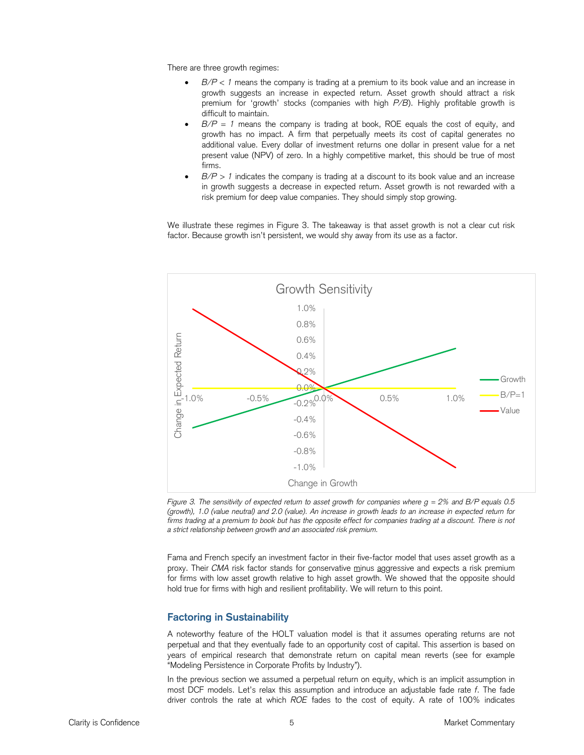There are three growth regimes:

- *B/P < 1* means the company is trading at a premium to its book value and an increase in growth suggests an increase in expected return. Asset growth should attract a risk premium for 'growth' stocks (companies with high *P/B*). Highly profitable growth is difficult to maintain.
- *B/P = 1* means the company is trading at book, ROE equals the cost of equity, and growth has no impact. A firm that perpetually meets its cost of capital generates no additional value. Every dollar of investment returns one dollar in present value for a net present value (NPV) of zero. In a highly competitive market, this should be true of most firms.
- *B/P > 1* indicates the company is trading at a discount to its book value and an increase in growth suggests a decrease in expected return. Asset growth is not rewarded with a risk premium for deep value companies. They should simply stop growing.

We illustrate these regimes in Figure 3. The takeaway is that asset growth is not a clear cut risk factor. Because growth isn't persistent, we would shy away from its use as a factor.

*Figure 3. The sensitivity of expected return to asset growth for companies where g = 2% and B/P equals 0.5 (growth), 1.0 (value neutral) and 2.0 (value). An increase in growth leads to an increase in expected return for firms trading at a premium to book but has the opposite effect for companies trading at a discount. There is not a strict relationship between growth and an associated risk premium.*

Fama and French specify an investment factor in their five-factor model that uses asset growth as a proxy. Their *CMA* risk factor stands for conservative minus aggressive and expects a risk premium for firms with low asset growth relative to high asset growth. We showed that the opposite should hold true for firms with high and resilient profitability. We will return to this point.

## Factoring in Sustainability

A noteworthy feature of the HOLT valuation model is that it assumes operating returns are not perpetual and that they eventually fade to an opportunity cost of capital. This assertion is based on years of empirical research that demonstrate return on capital mean reverts (see for example "Modeling Persistence in Corporate Profits by Industry").

In the previous section we assumed a perpetual return on equity, which is an implicit assumption in most DCF models. Let's relax this assumption and introduce an adjustable fade rate *f*. The fade driver controls the rate at which *ROE* fades to the cost of equity. A rate of 100% indicates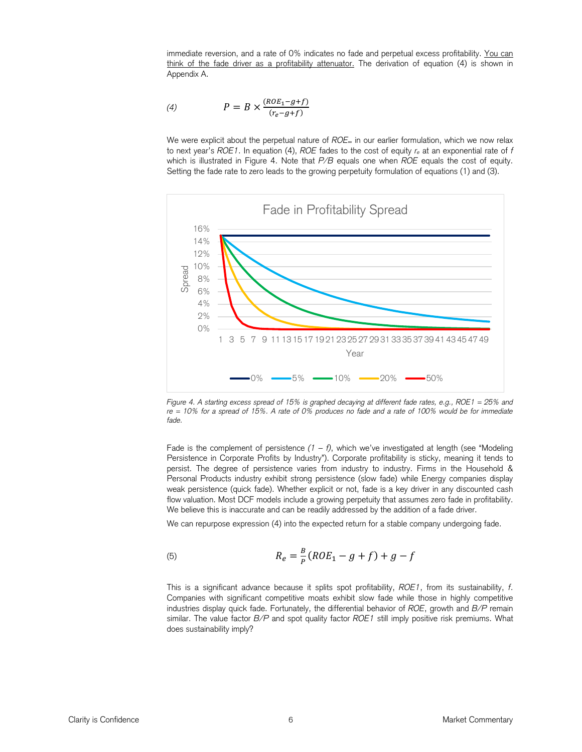immediate reversion, and a rate of 0% indicates no fade and perpetual excess profitability. You can think of the fade driver as a profitability attenuator. The derivation of equation (4) is shown in Appendix A.

$$P = B \times \frac{(ROE_1 - g + f)}{(r_e - g + f)} \tag{4}$$

We were explicit about the perpetual nature of $ROE_\infty$ in our earlier formulation, which we now relax to next year's $ROE1$. In equation (4), $ROE$ fades to the cost of equity $r_e$ at an exponential rate of $f$ which is illustrated in Figure 4. Note that $P/B$ equals one when $ROE$ equals the cost of equity. Setting the fade rate to zero leads to the growing perpetuity formulation of equations (1) and (3).

*Figure 4. A starting excess spread of 15% is graphed decaying at different fade rates, e.g., ROE1 = 25% and re = 10% for a spread of 15%. A rate of 0% produces no fade and a rate of 100% would be for immediate fade.*

Fade is the complement of persistence *(1 – f)*, which we've investigated at length (see "Modeling Persistence in Corporate Profits by Industry"). Corporate profitability is sticky, meaning it tends to persist. The degree of persistence varies from industry to industry. Firms in the Household & Personal Products industry exhibit strong persistence (slow fade) while Energy companies display weak persistence (quick fade). Whether explicit or not, fade is a key driver in any discounted cash flow valuation. Most DCF models include a growing perpetuity that assumes zero fade in profitability. We believe this is inaccurate and can be readily addressed by the addition of a fade driver.

We can repurpose expression (4) into the expected return for a stable company undergoing fade.

$$R_e = \frac{B}{P}(ROE_1 - g + f) + g - f \tag{5}$$

This is a significant advance because it splits spot profitability, $ROE1$, from its sustainability, $f$. Companies with significant competitive moats exhibit slow fade while those in highly competitive industries display quick fade. Fortunately, the differential behavior of $ROE$, growth and $B/P$ remain similar. The value factor $B/P$ and spot quality factor $ROE1$ still imply positive risk premiums. What does sustainability imply?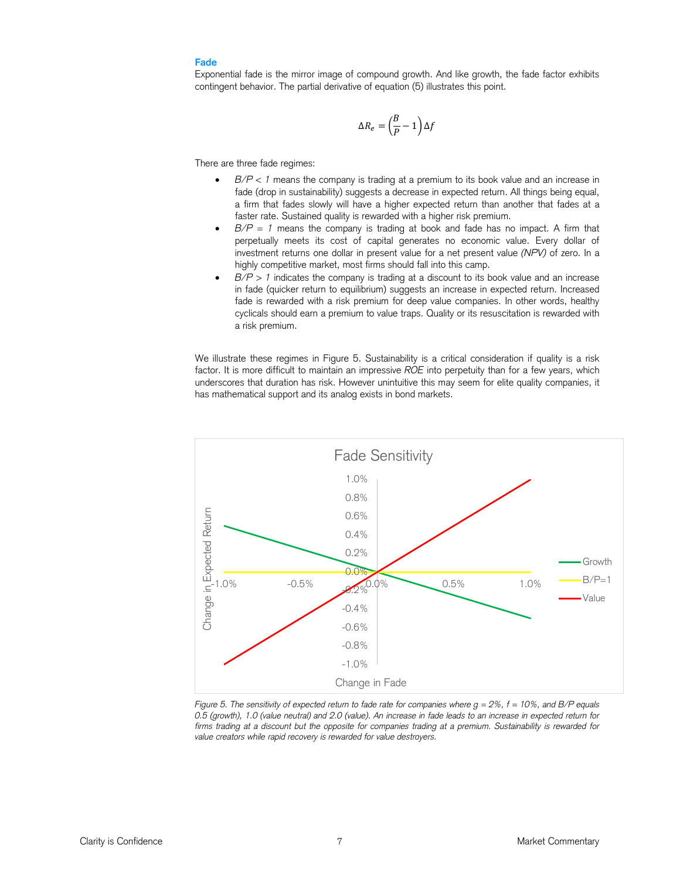### Fade

Exponential fade is the mirror image of compound growth. And like growth, the fade factor exhibits contingent behavior. The partial derivative of equation (5) illustrates this point.

$$\Delta R_e = \left(\frac{B}{P} - 1\right)\Delta f$$

There are three fade regimes:

- *B/P < 1* means the company is trading at a premium to its book value and an increase in fade (drop in sustainability) suggests a decrease in expected return. All things being equal, a firm that fades slowly will have a higher expected return than another that fades at a faster rate. Sustained quality is rewarded with a higher risk premium.
- *B/P = 1* means the company is trading at book and fade has no impact. A firm that perpetually meets its cost of capital generates no economic value. Every dollar of investment returns one dollar in present value for a net present value *(NPV)* of zero. In a highly competitive market, most firms should fall into this camp.
- *B/P > 1* indicates the company is trading at a discount to its book value and an increase in fade (quicker return to equilibrium) suggests an increase in expected return. Increased fade is rewarded with a risk premium for deep value companies. In other words, healthy cyclicals should earn a premium to value traps. Quality or its resuscitation is rewarded with a risk premium.

We illustrate these regimes in Figure 5. Sustainability is a critical consideration if quality is a risk factor. It is more difficult to maintain an impressive *ROE* into perpetuity than for a few years, which underscores that duration has risk. However unintuitive this may seem for elite quality companies, it has mathematical support and its analog exists in bond markets.

*Figure 5. The sensitivity of expected return to fade rate for companies where g = 2%, f = 10%, and B/P equals 0.5 (growth), 1.0 (value neutral) and 2.0 (value). An increase in fade leads to an increase in expected return for firms trading at a discount but the opposite for companies trading at a premium. Sustainability is rewarded for value creators while rapid recovery is rewarded for value destroyers.*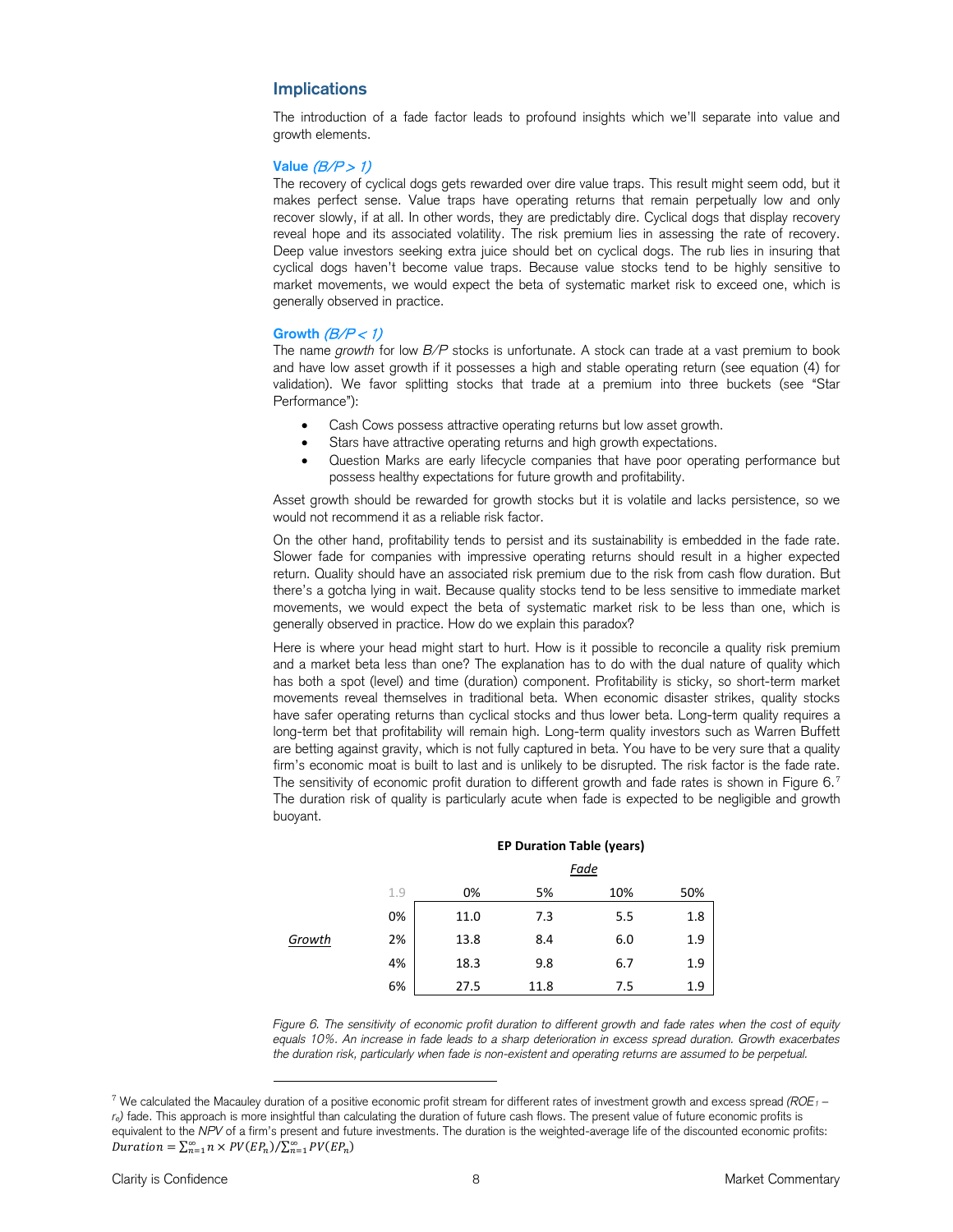## Implications

The introduction of a fade factor leads to profound insights which we'll separate into value and growth elements.

### Value *(B/P > 1)*

The recovery of cyclical dogs gets rewarded over dire value traps. This result might seem odd, but it makes perfect sense. Value traps have operating returns that remain perpetually low and only recover slowly, if at all. In other words, they are predictably dire. Cyclical dogs that display recovery reveal hope and its associated volatility. The risk premium lies in assessing the rate of recovery. Deep value investors seeking extra juice should bet on cyclical dogs. The rub lies in insuring that cyclical dogs haven't become value traps. Because value stocks tend to be highly sensitive to market movements, we would expect the beta of systematic market risk to exceed one, which is generally observed in practice.

### Growth *(B/P < 1)*

The name *growth* for low *B/P* stocks is unfortunate. A stock can trade at a vast premium to book and have low asset growth if it possesses a high and stable operating return (see equation (4) for validation). We favor splitting stocks that trade at a premium into three buckets (see "Star Performance"):

- Cash Cows possess attractive operating returns but low asset growth.
- Stars have attractive operating returns and high growth expectations.
- Question Marks are early lifecycle companies that have poor operating performance but possess healthy expectations for future growth and profitability.

Asset growth should be rewarded for growth stocks but it is volatile and lacks persistence, so we would not recommend it as a reliable risk factor.

On the other hand, profitability tends to persist and its sustainability is embedded in the fade rate. Slower fade for companies with impressive operating returns should result in a higher expected return. Quality should have an associated risk premium due to the risk from cash flow duration. But there's a gotcha lying in wait. Because quality stocks tend to be less sensitive to immediate market movements, we would expect the beta of systematic market risk to be less than one, which is generally observed in practice. How do we explain this paradox?

Here is where your head might start to hurt. How is it possible to reconcile a quality risk premium and a market beta less than one? The explanation has to do with the dual nature of quality which has both a spot (level) and time (duration) component. Profitability is sticky, so short-term market movements reveal themselves in traditional beta. When economic disaster strikes, quality stocks have safer operating returns than cyclical stocks and thus lower beta. Long-term quality requires a long-term bet that profitability will remain high. Long-term quality investors such as Warren Buffett are betting against gravity, which is not fully captured in beta. You have to be very sure that a quality firm's economic moat is built to last and is unlikely to be disrupted. The risk factor is the fade rate. The sensitivity of economic profit duration to different growth and fade rates is shown in Figure 6.[7] The duration risk of quality is particularly acute when fade is expected to be negligible and growth buoyant.

**EP Duration Table (years)**

| | 1.9 | Fade 0% | 5% | 10% | 50% |
|---|---|---|---|---|---|
| Growth | 0% | 11.0 | 7.3 | 5.5 | 1.8 |
| | 2% | 13.8 | 8.4 | 6.0 | 1.9 |
| | 4% | 18.3 | 9.8 | 6.7 | 1.9 |
| | 6% | 27.5 | 11.8 | 7.5 | 1.9 |

*Figure 6. The sensitivity of economic profit duration to different growth and fade rates when the cost of equity equals 10%. An increase in fade leads to a sharp deterioration in excess spread duration. Growth exacerbates the duration risk, particularly when fade is non-existent and operating returns are assumed to be perpetual.*

[7] We calculated the Macauley duration of a positive economic profit stream for different rates of investment growth and excess spread *($ROE_1 - r_e$)* fade. This approach is more insightful than calculating the duration of future cash flows. The present value of future economic profits is equivalent to the *NPV* of a firm's present and future investments. The duration is the weighted-average life of the discounted economic profits: $Duration = \sum_{n=1}^{\infty} n \times PV(EP_n) / \sum_{n=1}^{\infty} PV(EP_n)$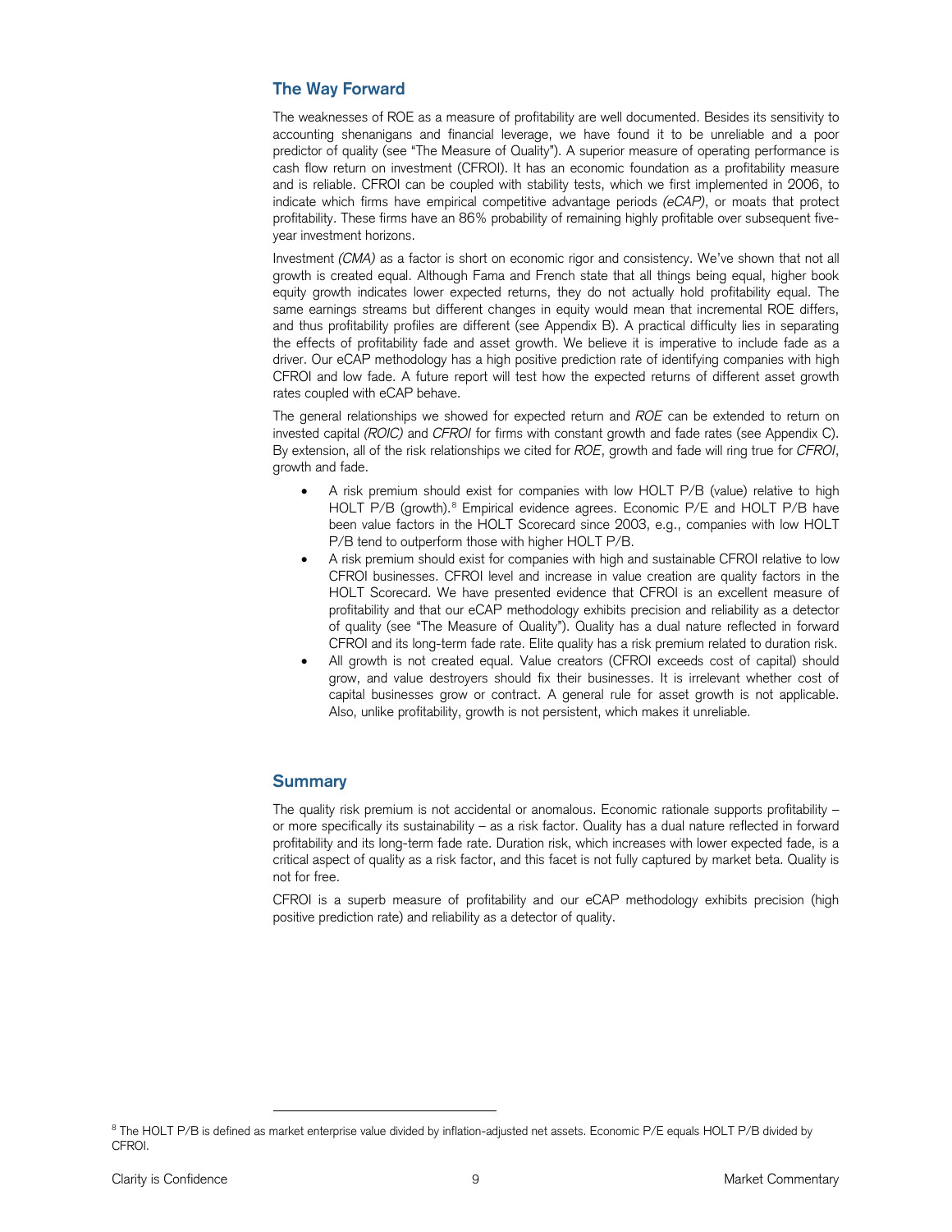## The Way Forward

The weaknesses of ROE as a measure of profitability are well documented. Besides its sensitivity to accounting shenanigans and financial leverage, we have found it to be unreliable and a poor predictor of quality (see "The Measure of Quality"). A superior measure of operating performance is cash flow return on investment (CFROI). It has an economic foundation as a profitability measure and is reliable. CFROI can be coupled with stability tests, which we first implemented in 2006, to indicate which firms have empirical competitive advantage periods *(eCAP)*, or moats that protect profitability. These firms have an 86% probability of remaining highly profitable over subsequent five-year investment horizons.

Investment *(CMA)* as a factor is short on economic rigor and consistency. We've shown that not all growth is created equal. Although Fama and French state that all things being equal, higher book equity growth indicates lower expected returns, they do not actually hold profitability equal. The same earnings streams but different changes in equity would mean that incremental ROE differs, and thus profitability profiles are different (see Appendix B). A practical difficulty lies in separating the effects of profitability fade and asset growth. We believe it is imperative to include fade as a driver. Our eCAP methodology has a high positive prediction rate of identifying companies with high CFROI and low fade. A future report will test how the expected returns of different asset growth rates coupled with eCAP behave.

The general relationships we showed for expected return and *ROE* can be extended to return on invested capital *(ROIC)* and *CFROI* for firms with constant growth and fade rates (see Appendix C). By extension, all of the risk relationships we cited for *ROE*, growth and fade will ring true for *CFROI*, growth and fade.

- A risk premium should exist for companies with low HOLT P/B (value) relative to high HOLT P/B (growth).[8] Empirical evidence agrees. Economic P/E and HOLT P/B have been value factors in the HOLT Scorecard since 2003, e.g., companies with low HOLT P/B tend to outperform those with higher HOLT P/B.
- A risk premium should exist for companies with high and sustainable CFROI relative to low CFROI businesses. CFROI level and increase in value creation are quality factors in the HOLT Scorecard. We have presented evidence that CFROI is an excellent measure of profitability and that our eCAP methodology exhibits precision and reliability as a detector of quality (see "The Measure of Quality"). Quality has a dual nature reflected in forward CFROI and its long-term fade rate. Elite quality has a risk premium related to duration risk.
- All growth is not created equal. Value creators (CFROI exceeds cost of capital) should grow, and value destroyers should fix their businesses. It is irrelevant whether cost of capital businesses grow or contract. A general rule for asset growth is not applicable. Also, unlike profitability, growth is not persistent, which makes it unreliable.

## Summary

The quality risk premium is not accidental or anomalous. Economic rationale supports profitability – or more specifically its sustainability – as a risk factor. Quality has a dual nature reflected in forward profitability and its long-term fade rate. Duration risk, which increases with lower expected fade, is a critical aspect of quality as a risk factor, and this facet is not fully captured by market beta. Quality is not for free.

CFROI is a superb measure of profitability and our eCAP methodology exhibits precision (high positive prediction rate) and reliability as a detector of quality.

---

[8] The HOLT P/B is defined as market enterprise value divided by inflation-adjusted net assets. Economic P/E equals HOLT P/B divided by CFROI.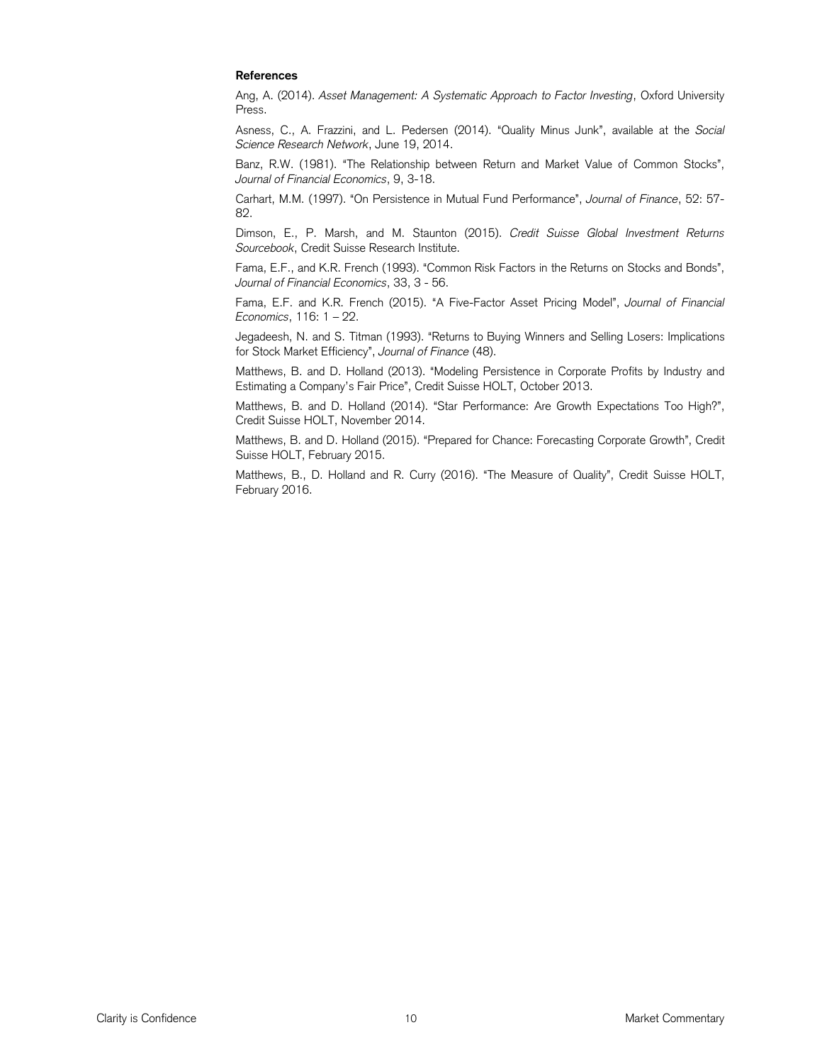**References**

Ang, A. (2014). *Asset Management: A Systematic Approach to Factor Investing*, Oxford University Press.

Asness, C., A. Frazzini, and L. Pedersen (2014). "Quality Minus Junk", available at the *Social Science Research Network*, June 19, 2014.

Banz, R.W. (1981). "The Relationship between Return and Market Value of Common Stocks", *Journal of Financial Economics*, 9, 3-18.

Carhart, M.M. (1997). "On Persistence in Mutual Fund Performance", *Journal of Finance*, 52: 57-82.

Dimson, E., P. Marsh, and M. Staunton (2015). *Credit Suisse Global Investment Returns Sourcebook*, Credit Suisse Research Institute.

Fama, E.F., and K.R. French (1993). "Common Risk Factors in the Returns on Stocks and Bonds", *Journal of Financial Economics*, 33, 3 - 56.

Fama, E.F. and K.R. French (2015). "A Five-Factor Asset Pricing Model", *Journal of Financial Economics*, 116: 1 – 22.

Jegadeesh, N. and S. Titman (1993). "Returns to Buying Winners and Selling Losers: Implications for Stock Market Efficiency", *Journal of Finance* (48).

Matthews, B. and D. Holland (2013). "Modeling Persistence in Corporate Profits by Industry and Estimating a Company's Fair Price", Credit Suisse HOLT, October 2013.

Matthews, B. and D. Holland (2014). "Star Performance: Are Growth Expectations Too High?", Credit Suisse HOLT, November 2014.

Matthews, B. and D. Holland (2015). "Prepared for Chance: Forecasting Corporate Growth", Credit Suisse HOLT, February 2015.

Matthews, B., D. Holland and R. Curry (2016). "The Measure of Quality", Credit Suisse HOLT, February 2016.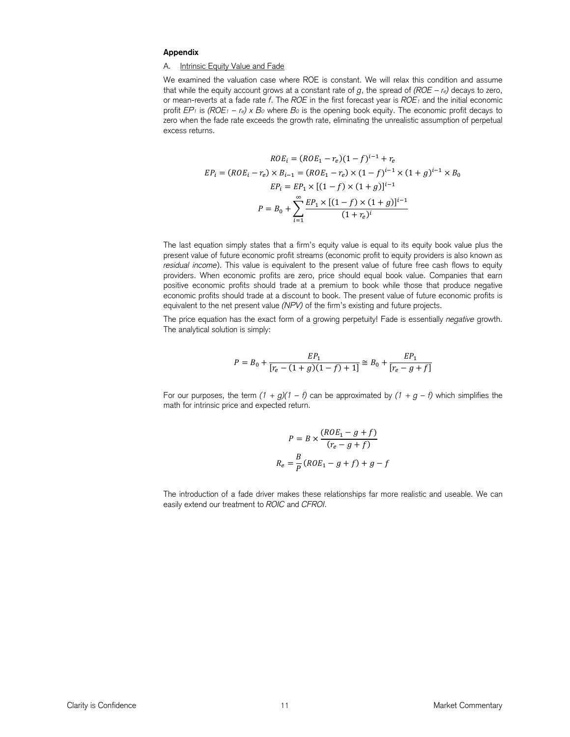**Appendix**

A. Intrinsic Equity Value and Fade

We examined the valuation case where ROE is constant. We will relax this condition and assume that while the equity account grows at a constant rate of $g$, the spread of $(ROE - r_e)$ decays to zero, or mean-reverts at a fade rate $f$. The *ROE* in the first forecast year is $ROE_1$ and the initial economic profit $EP_1$ is $(ROE_1 - r_e) \times B_0$ where $B_0$ is the opening book equity. The economic profit decays to zero when the fade rate exceeds the growth rate, eliminating the unrealistic assumption of perpetual excess returns.

$$ROE_i = (ROE_1 - r_e)(1-f)^{i-1} + r_e$$

$$EP_i = (ROE_i - r_e) \times B_{i-1} = (ROE_1 - r_e) \times (1-f)^{i-1} \times (1+g)^{i-1} \times B_0$$

$$EP_i = EP_1 \times [(1-f) \times (1+g)]^{i-1}$$

$$P = B_0 + \sum_{i=1}^{\infty} \frac{EP_1 \times [(1-f) \times (1+g)]^{i-1}}{(1+r_e)^i}$$

The last equation simply states that a firm's equity value is equal to its equity book value plus the present value of future economic profit streams (economic profit to equity providers is also known as *residual income*). This value is equivalent to the present value of future free cash flows to equity providers. When economic profits are zero, price should equal book value. Companies that earn positive economic profits should trade at a premium to book while those that produce negative economic profits should trade at a discount to book. The present value of future economic profits is equivalent to the net present value *(NPV)* of the firm's existing and future projects.

The price equation has the exact form of a growing perpetuity! Fade is essentially *negative* growth. The analytical solution is simply:

$$P = B_0 + \frac{EP_1}{[r_e - (1+g)(1-f) + 1]} \cong B_0 + \frac{EP_1}{[r_e - g + f]}$$

For our purposes, the term $(1+g)(1-f)$ can be approximated by $(1+g-f)$ which simplifies the math for intrinsic price and expected return.

$$P = B \times \frac{(ROE_1 - g + f)}{(r_e - g + f)}$$

$$R_e = \frac{B}{P}(ROE_1 - g + f) + g - f$$

The introduction of a fade driver makes these relationships far more realistic and useable. We can easily extend our treatment to *ROIC* and *CFROI*.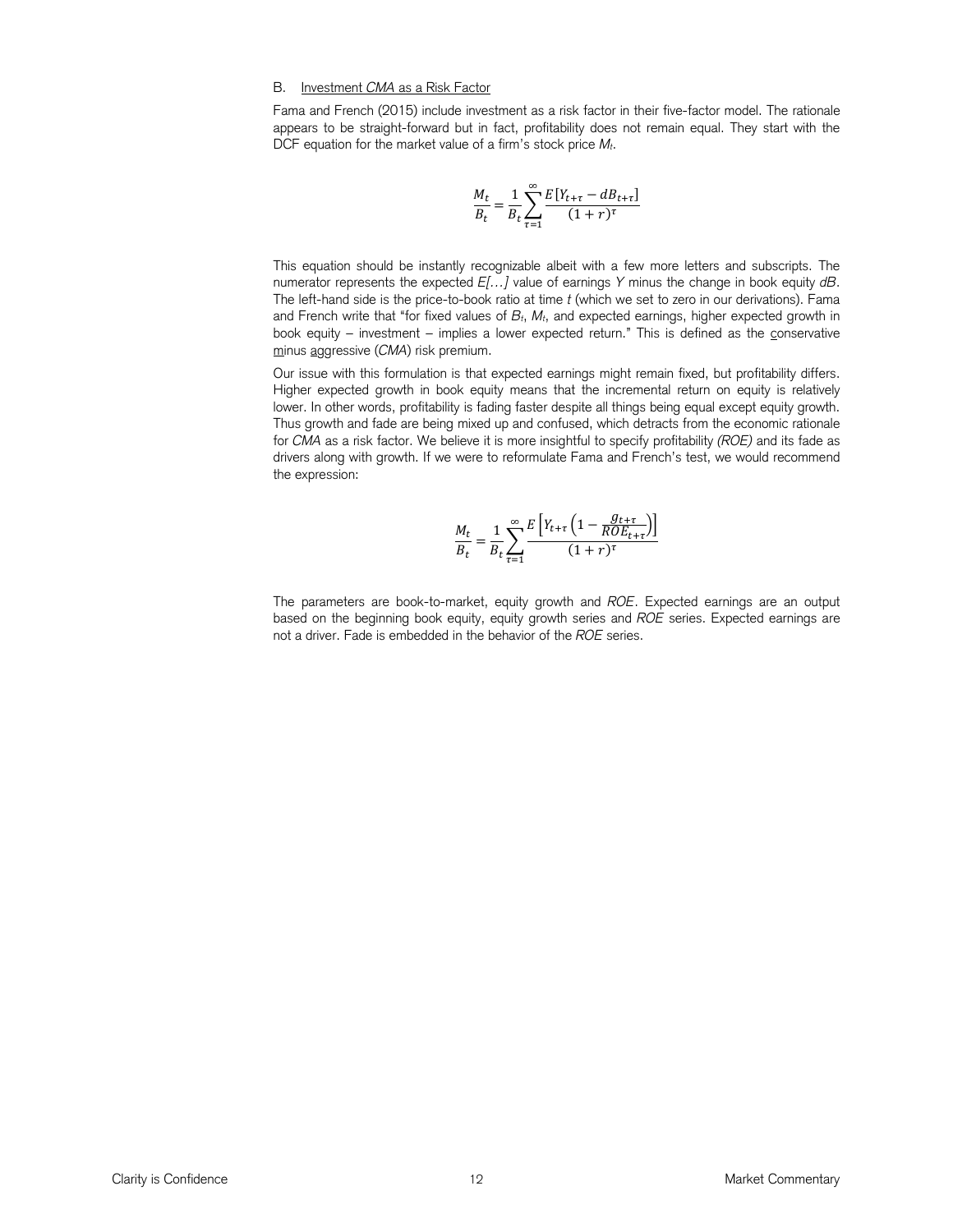### B. Investment *CMA* as a Risk Factor

Fama and French (2015) include investment as a risk factor in their five-factor model. The rationale appears to be straight-forward but in fact, profitability does not remain equal. They start with the DCF equation for the market value of a firm's stock price $M_t$.

$$\frac{M_t}{B_t} = \frac{1}{B_t} \sum_{\tau=1}^{\infty} \frac{E[Y_{t+\tau} - dB_{t+\tau}]}{(1+r)^{\tau}}$$

This equation should be instantly recognizable albeit with a few more letters and subscripts. The numerator represents the expected *E[…]* value of earnings *Y* minus the change in book equity *dB*. The left-hand side is the price-to-book ratio at time *t* (which we set to zero in our derivations). Fama and French write that "for fixed values of $B_t$, $M_t$, and expected earnings, higher expected growth in book equity – investment – implies a lower expected return." This is defined as the conservative minus aggressive (*CMA*) risk premium.

Our issue with this formulation is that expected earnings might remain fixed, but profitability differs. Higher expected growth in book equity means that the incremental return on equity is relatively lower. In other words, profitability is fading faster despite all things being equal except equity growth. Thus growth and fade are being mixed up and confused, which detracts from the economic rationale for *CMA* as a risk factor. We believe it is more insightful to specify profitability *(ROE)* and its fade as drivers along with growth. If we were to reformulate Fama and French's test, we would recommend the expression:

$$\frac{M_t}{B_t} = \frac{1}{B_t} \sum_{\tau=1}^{\infty} \frac{E\left[Y_{t+\tau}\left(1 - \frac{g_{t+\tau}}{ROE_{t+\tau}}\right)\right]}{(1+r)^{\tau}}$$

The parameters are book-to-market, equity growth and *ROE*. Expected earnings are an output based on the beginning book equity, equity growth series and *ROE* series. Expected earnings are not a driver. Fade is embedded in the behavior of the *ROE* series.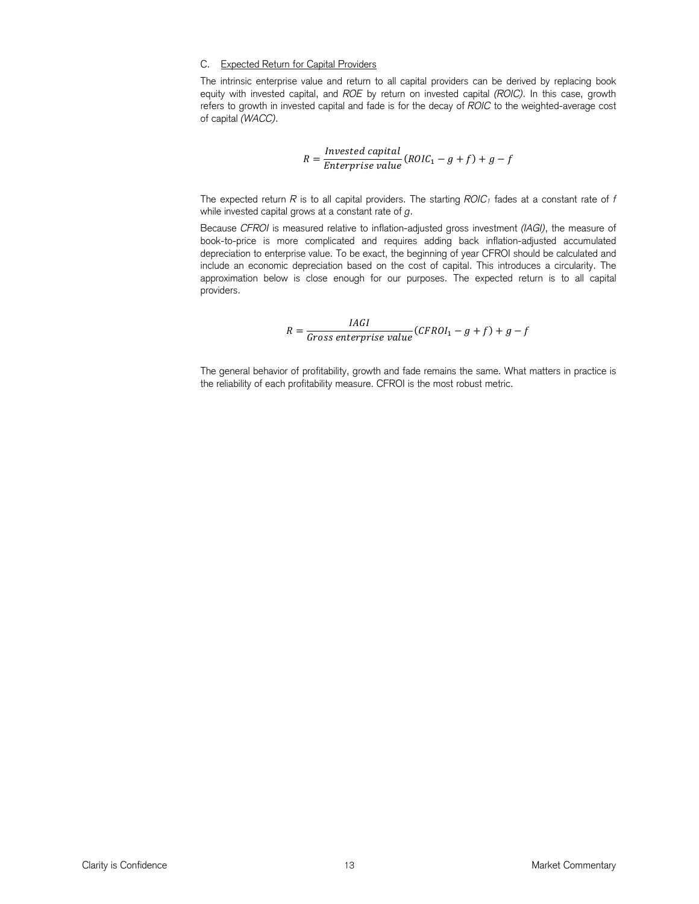### C. Expected Return for Capital Providers

The intrinsic enterprise value and return to all capital providers can be derived by replacing book equity with invested capital, and *ROE* by return on invested capital *(ROIC)*. In this case, growth refers to growth in invested capital and fade is for the decay of *ROIC* to the weighted-average cost of capital *(WACC)*.

$$R = \frac{Invested\ capital}{Enterprise\ value}(ROIC_1 - g + f) + g - f$$

The expected return *R* is to all capital providers. The starting $ROIC_1$ fades at a constant rate of $f$ while invested capital grows at a constant rate of $g$.

Because *CFROI* is measured relative to inflation-adjusted gross investment *(IAGI)*, the measure of book-to-price is more complicated and requires adding back inflation-adjusted accumulated depreciation to enterprise value. To be exact, the beginning of year CFROI should be calculated and include an economic depreciation based on the cost of capital. This introduces a circularity. The approximation below is close enough for our purposes. The expected return is to all capital providers.

$$R = \frac{IAGI}{Gross\ enterprise\ value}(CFROI_1 - g + f) + g - f$$

The general behavior of profitability, growth and fade remains the same. What matters in practice is the reliability of each profitability measure. CFROI is the most robust metric.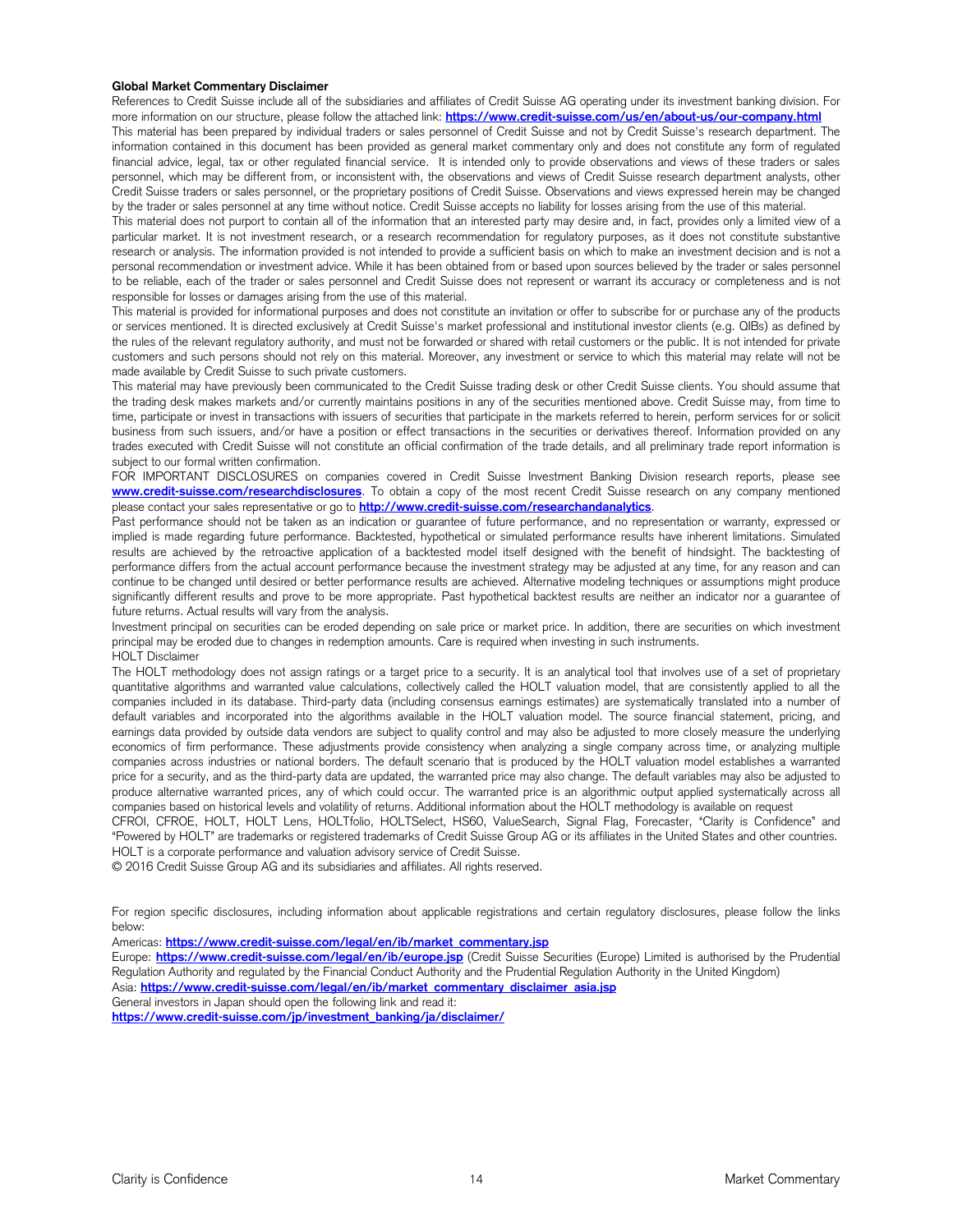**Global Market Commentary Disclaimer**

References to Credit Suisse include all of the subsidiaries and affiliates of Credit Suisse AG operating under its investment banking division. For more information on our structure, please follow the attached link: **https://www.credit-suisse.com/us/en/about-us/our-company.html**

This material has been prepared by individual traders or sales personnel of Credit Suisse and not by Credit Suisse's research department. The information contained in this document has been provided as general market commentary only and does not constitute any form of regulated financial advice, legal, tax or other regulated financial service. It is intended only to provide observations and views of these traders or sales personnel, which may be different from, or inconsistent with, the observations and views of Credit Suisse research department analysts, other Credit Suisse traders or sales personnel, or the proprietary positions of Credit Suisse. Observations and views expressed herein may be changed by the trader or sales personnel at any time without notice. Credit Suisse accepts no liability for losses arising from the use of this material.

This material does not purport to contain all of the information that an interested party may desire and, in fact, provides only a limited view of a particular market. It is not investment research, or a research recommendation for regulatory purposes, as it does not constitute substantive research or analysis. The information provided is not intended to provide a sufficient basis on which to make an investment decision and is not a personal recommendation or investment advice. While it has been obtained from or based upon sources believed by the trader or sales personnel to be reliable, each of the trader or sales personnel and Credit Suisse does not represent or warrant its accuracy or completeness and is not responsible for losses or damages arising from the use of this material.

This material is provided for informational purposes and does not constitute an invitation or offer to subscribe for or purchase any of the products or services mentioned. It is directed exclusively at Credit Suisse's market professional and institutional investor clients (e.g. QIBs) as defined by the rules of the relevant regulatory authority, and must not be forwarded or shared with retail customers or the public. It is not intended for private customers and such persons should not rely on this material. Moreover, any investment or service to which this material may relate will not be made available by Credit Suisse to such private customers.

This material may have previously been communicated to the Credit Suisse trading desk or other Credit Suisse clients. You should assume that the trading desk makes markets and/or currently maintains positions in any of the securities mentioned above. Credit Suisse may, from time to time, participate or invest in transactions with issuers of securities that participate in the markets referred to herein, perform services for or solicit business from such issuers, and/or have a position or effect transactions in the securities or derivatives thereof. Information provided on any trades executed with Credit Suisse will not constitute an official confirmation of the trade details, and all preliminary trade report information is subject to our formal written confirmation.

FOR IMPORTANT DISCLOSURES on companies covered in Credit Suisse Investment Banking Division research reports, please see **www.credit-suisse.com/researchdisclosures**. To obtain a copy of the most recent Credit Suisse research on any company mentioned please contact your sales representative or go to **http://www.credit-suisse.com/researchandanalytics**.

Past performance should not be taken as an indication or guarantee of future performance, and no representation or warranty, expressed or implied is made regarding future performance. Backtested, hypothetical or simulated performance results have inherent limitations. Simulated results are achieved by the retroactive application of a backtested model itself designed with the benefit of hindsight. The backtesting of performance differs from the actual account performance because the investment strategy may be adjusted at any time, for any reason and can continue to be changed until desired or better performance results are achieved. Alternative modeling techniques or assumptions might produce significantly different results and prove to be more appropriate. Past hypothetical backtest results are neither an indicator nor a guarantee of future returns. Actual results will vary from the analysis.

Investment principal on securities can be eroded depending on sale price or market price. In addition, there are securities on which investment principal may be eroded due to changes in redemption amounts. Care is required when investing in such instruments.

HOLT Disclaimer

The HOLT methodology does not assign ratings or a target price to a security. It is an analytical tool that involves use of a set of proprietary quantitative algorithms and warranted value calculations, collectively called the HOLT valuation model, that are consistently applied to all the companies included in its database. Third-party data (including consensus earnings estimates) are systematically translated into a number of default variables and incorporated into the algorithms available in the HOLT valuation model. The source financial statement, pricing, and earnings data provided by outside data vendors are subject to quality control and may also be adjusted to more closely measure the underlying economics of firm performance. These adjustments provide consistency when analyzing a single company across time, or analyzing multiple companies across industries or national borders. The default scenario that is produced by the HOLT valuation model establishes a warranted price for a security, and as the third-party data are updated, the warranted price may also change. The default variables may also be adjusted to produce alternative warranted prices, any of which could occur. The warranted price is an algorithmic output applied systematically across all companies based on historical levels and volatility of returns. Additional information about the HOLT methodology is available on request

CFROI, CFROE, HOLT, HOLT Lens, HOLTfolio, HOLTSelect, HS60, ValueSearch, Signal Flag, Forecaster, "Clarity is Confidence" and "Powered by HOLT" are trademarks or registered trademarks of Credit Suisse Group AG or its affiliates in the United States and other countries. HOLT is a corporate performance and valuation advisory service of Credit Suisse.

© 2016 Credit Suisse Group AG and its subsidiaries and affiliates. All rights reserved.

For region specific disclosures, including information about applicable registrations and certain regulatory disclosures, please follow the links below:

Americas: **https://www.credit-suisse.com/legal/en/ib/market_commentary.jsp**

Europe: **https://www.credit-suisse.com/legal/en/ib/europe.jsp** (Credit Suisse Securities (Europe) Limited is authorised by the Prudential Regulation Authority and regulated by the Financial Conduct Authority and the Prudential Regulation Authority in the United Kingdom)

Asia: **https://www.credit-suisse.com/legal/en/ib/market_commentary_disclaimer_asia.jsp**

General investors in Japan should open the following link and read it:

**https://www.credit-suisse.com/jp/investment_banking/ja/disclaimer/**